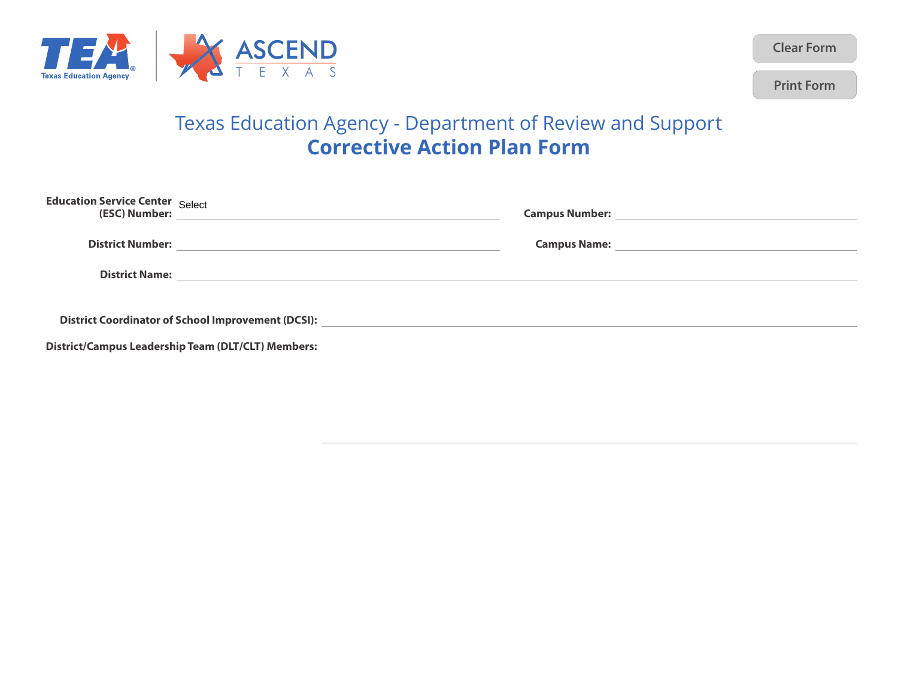Clear Form

Print Form

# Texas Education Agency - Department of Review and Support

## Corrective Action Plan Form

**Education Service Center (ESC) Number:** Select

**Campus Number:**

**District Number:**

**Campus Name:**

**District Name:**

**District Coordinator of School Improvement (DCSI):**

**District/Campus Leadership Team (DLT/CLT) Members:**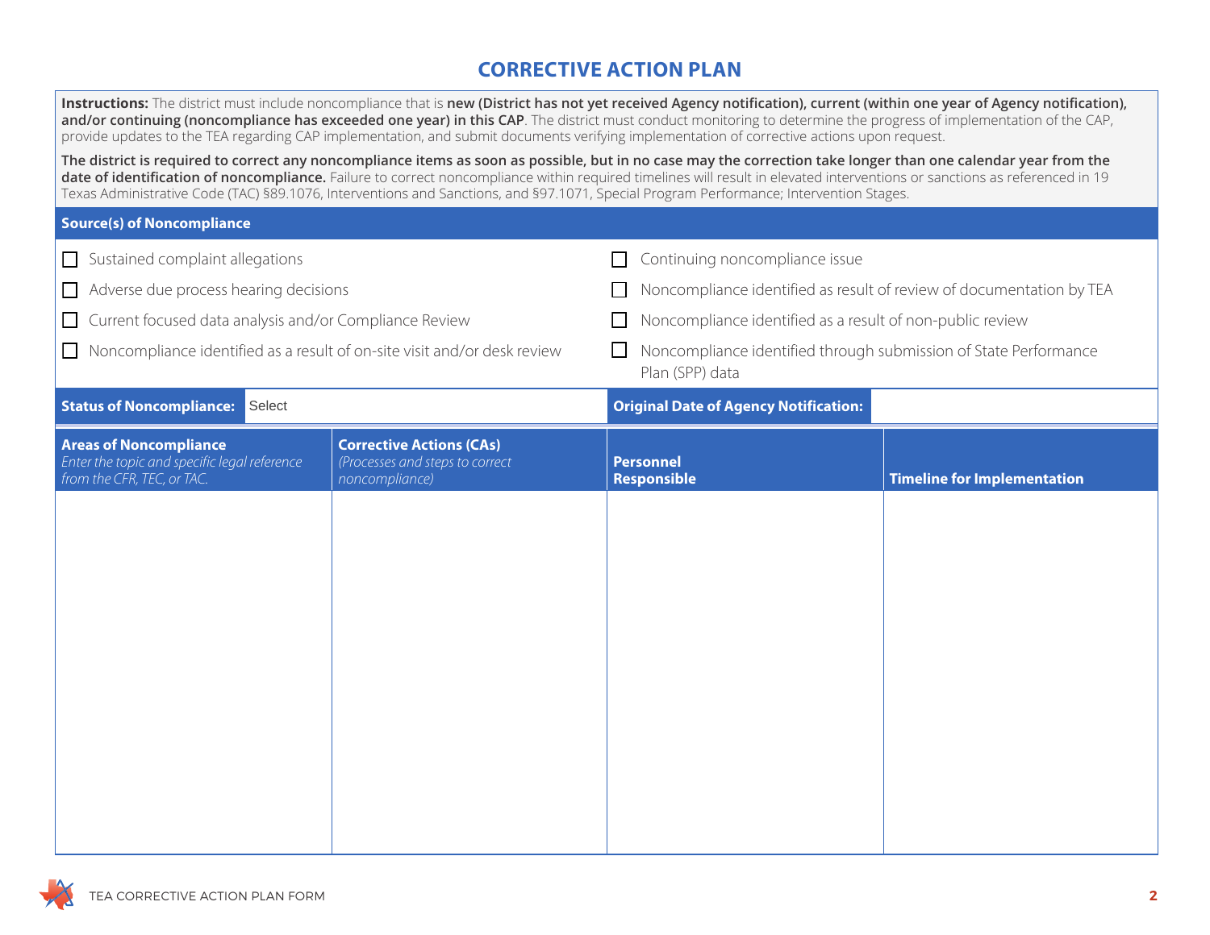# CORRECTIVE ACTION PLAN

**Instructions:** The district must include noncompliance that is **new (District has not yet received Agency notification), current (within one year of Agency notification), and/or continuing (noncompliance has exceeded one year) in this CAP**. The district must conduct monitoring to determine the progress of implementation of the CAP, provide updates to the TEA regarding CAP implementation, and submit documents verifying implementation of corrective actions upon request.

**The district is required to correct any noncompliance items as soon as possible, but in no case may the correction take longer than one calendar year from the date of identification of noncompliance.** Failure to correct noncompliance within required timelines will result in elevated interventions or sanctions as referenced in 19 Texas Administrative Code (TAC) §89.1076, Interventions and Sanctions, and §97.1071, Special Program Performance; Intervention Stages.

## Source(s) of Noncompliance

- ☐ Sustained complaint allegations
- ☐ Adverse due process hearing decisions
- ☐ Current focused data analysis and/or Compliance Review
- ☐ Noncompliance identified as a result of on-site visit and/or desk review
- ☐ Continuing noncompliance issue
- ☐ Noncompliance identified as result of review of documentation by TEA
- ☐ Noncompliance identified as a result of non-public review
- ☐ Noncompliance identified through submission of State Performance Plan (SPP) data

| **Status of Noncompliance:** | Select | **Original Date of Agency Notification:** | |
|---|---|---|---|

| **Areas of Noncompliance** *Enter the topic and specific legal reference from the CFR, TEC, or TAC.* | **Corrective Actions (CAs)** *(Processes and steps to correct noncompliance)* | **Personnel Responsible** | **Timeline for Implementation** |
|---|---|---|---|
| | | | |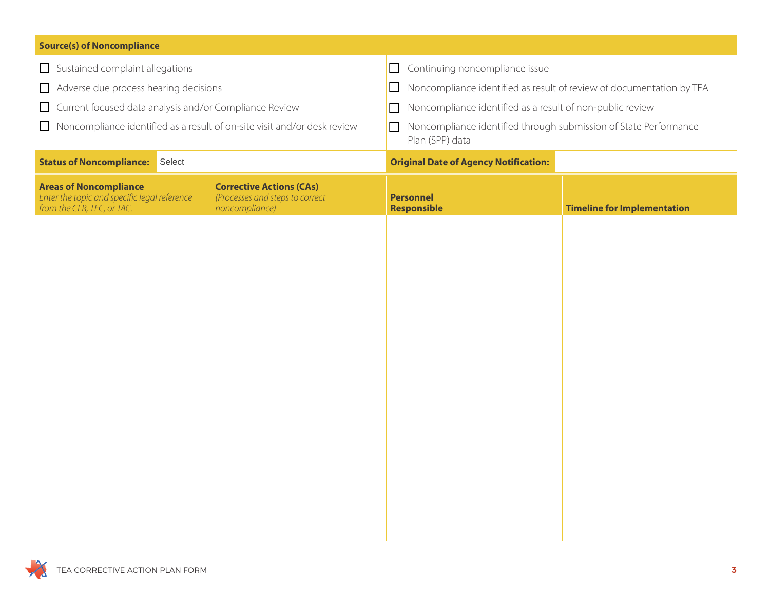## Source(s) of Noncompliance

- ☐ Sustained complaint allegations
- ☐ Adverse due process hearing decisions
- ☐ Current focused data analysis and/or Compliance Review
- ☐ Noncompliance identified as a result of on-site visit and/or desk review
- ☐ Continuing noncompliance issue
- ☐ Noncompliance identified as result of review of documentation by TEA
- ☐ Noncompliance identified as a result of non-public review
- ☐ Noncompliance identified through submission of State Performance Plan (SPP) data

| **Status of Noncompliance:** | Select | **Original Date of Agency Notification:** | |
|---|---|---|---|

| **Areas of Noncompliance** *Enter the topic and specific legal reference from the CFR, TEC, or TAC.* | **Corrective Actions (CAs)** *(Processes and steps to correct noncompliance)* | **Personnel Responsible** | **Timeline for Implementation** |
|---|---|---|---|
| | | | |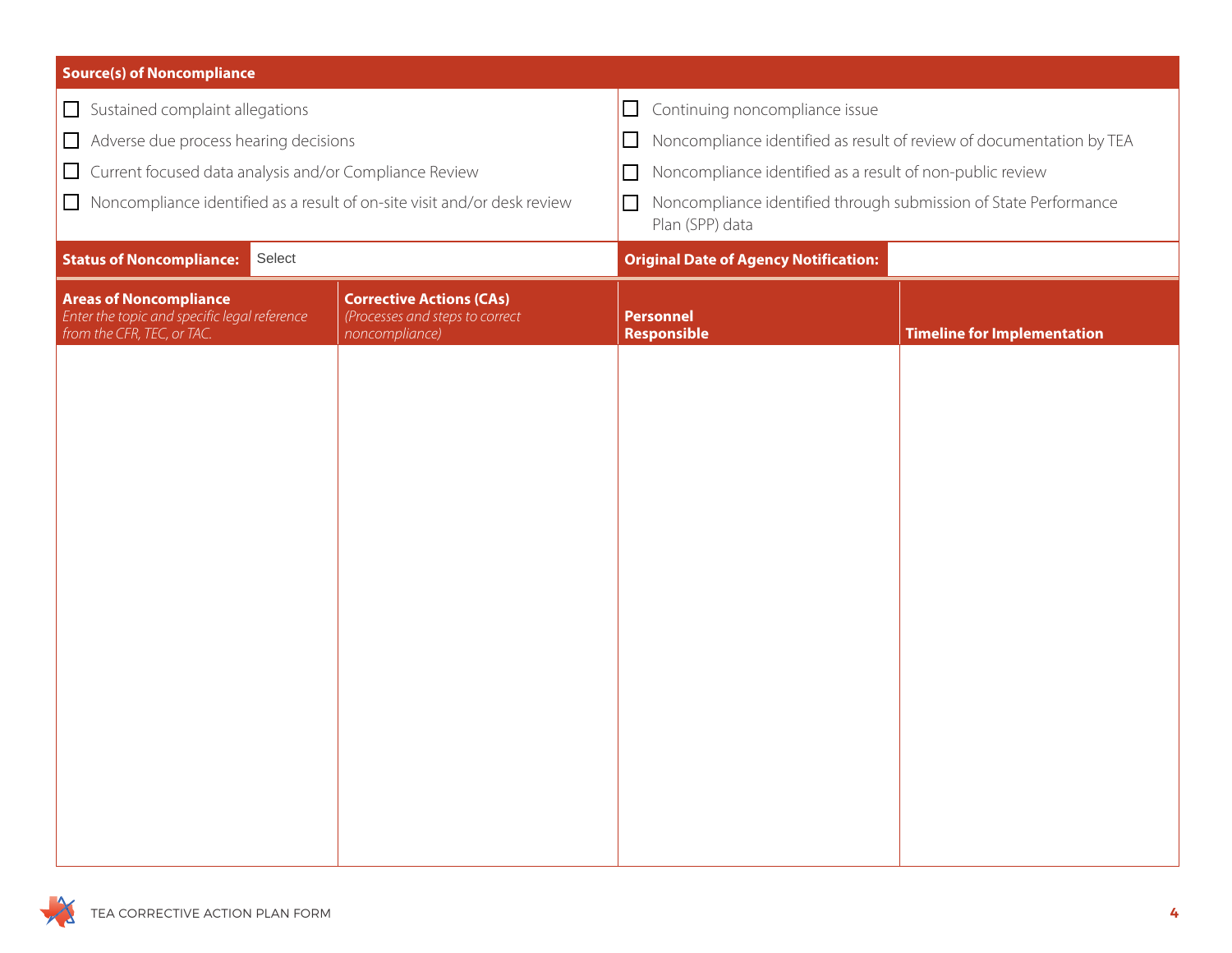## Source(s) of Noncompliance

- ☐ Sustained complaint allegations
- ☐ Adverse due process hearing decisions
- ☐ Current focused data analysis and/or Compliance Review
- ☐ Noncompliance identified as a result of on-site visit and/or desk review
- ☐ Continuing noncompliance issue
- ☐ Noncompliance identified as result of review of documentation by TEA
- ☐ Noncompliance identified as a result of non-public review
- ☐ Noncompliance identified through submission of State Performance Plan (SPP) data

**Status of Noncompliance:** Select

**Original Date of Agency Notification:**

| **Areas of Noncompliance** *Enter the topic and specific legal reference from the CFR, TEC, or TAC.* | **Corrective Actions (CAs)** *(Processes and steps to correct noncompliance)* | **Personnel Responsible** | **Timeline for Implementation** |
|---|---|---|---|
| | | | |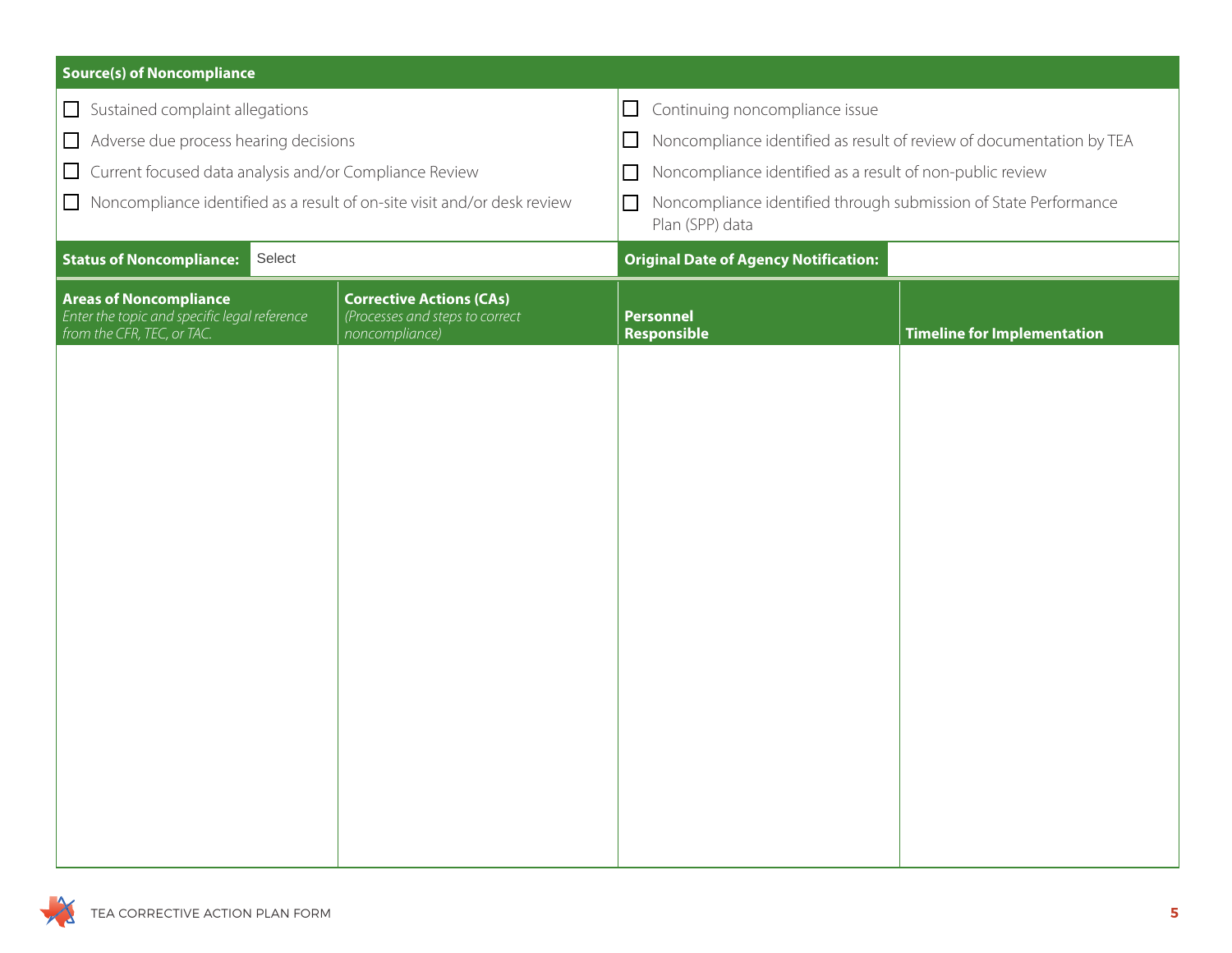## Source(s) of Noncompliance

- ☐ Sustained complaint allegations
- ☐ Adverse due process hearing decisions
- ☐ Current focused data analysis and/or Compliance Review
- ☐ Noncompliance identified as a result of on-site visit and/or desk review
- ☐ Continuing noncompliance issue
- ☐ Noncompliance identified as result of review of documentation by TEA
- ☐ Noncompliance identified as a result of non-public review
- ☐ Noncompliance identified through submission of State Performance Plan (SPP) data

| **Status of Noncompliance:** | Select | **Original Date of Agency Notification:** | |
|---|---|---|---|

| **Areas of Noncompliance** *Enter the topic and specific legal reference from the CFR, TEC, or TAC.* | **Corrective Actions (CAs)** *(Processes and steps to correct noncompliance)* | **Personnel Responsible** | **Timeline for Implementation** |
|---|---|---|---|
| | | | |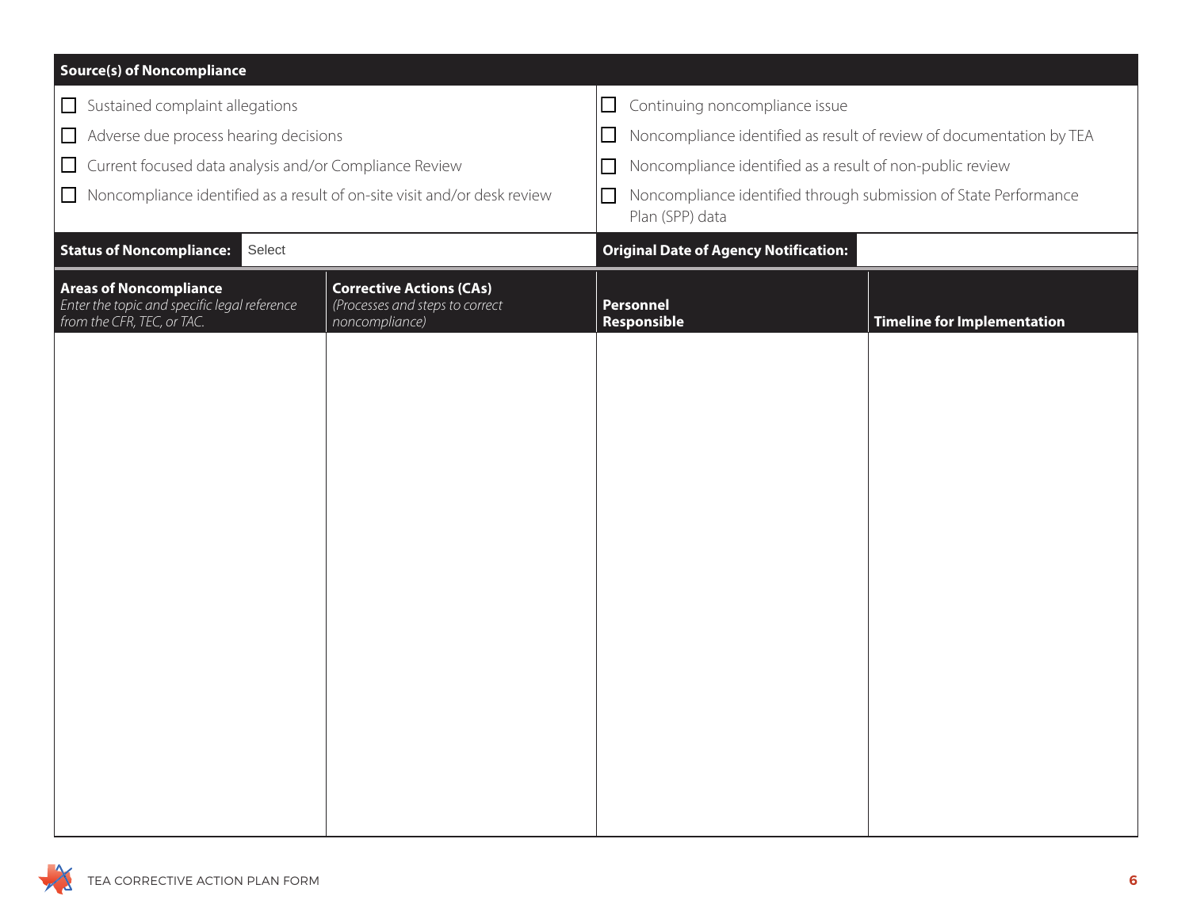**Source(s) of Noncompliance**

- ☐ Sustained complaint allegations
- ☐ Adverse due process hearing decisions
- ☐ Current focused data analysis and/or Compliance Review
- ☐ Noncompliance identified as a result of on-site visit and/or desk review
- ☐ Continuing noncompliance issue
- ☐ Noncompliance identified as result of review of documentation by TEA
- ☐ Noncompliance identified as a result of non-public review
- ☐ Noncompliance identified through submission of State Performance Plan (SPP) data

**Status of Noncompliance:** Select

**Original Date of Agency Notification:**

| **Areas of Noncompliance** *Enter the topic and specific legal reference from the CFR, TEC, or TAC.* | **Corrective Actions (CAs)** *(Processes and steps to correct noncompliance)* | **Personnel Responsible** | **Timeline for Implementation** |
|---|---|---|---|
| | | | |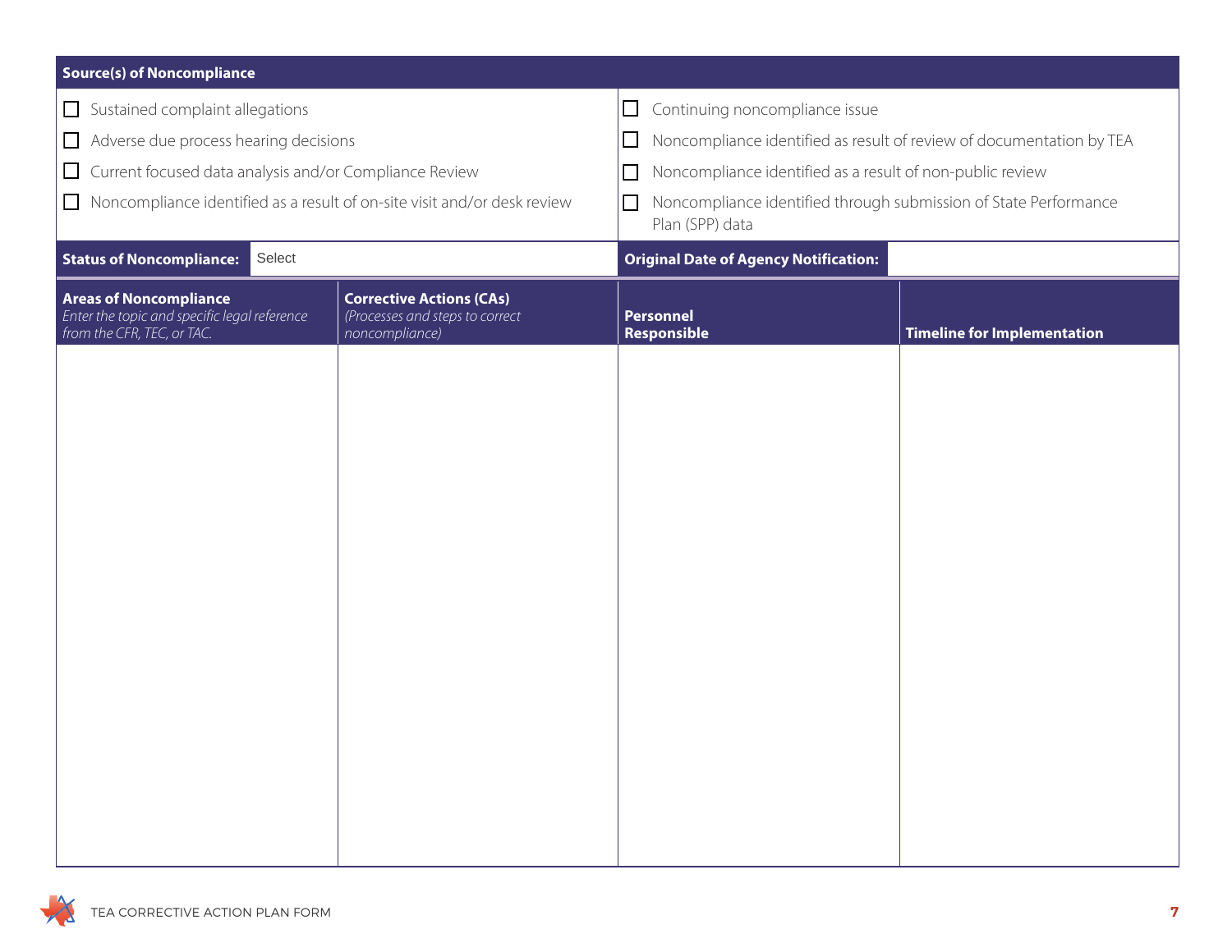**Source(s) of Noncompliance**

- ☐ Sustained complaint allegations
- ☐ Adverse due process hearing decisions
- ☐ Current focused data analysis and/or Compliance Review
- ☐ Noncompliance identified as a result of on-site visit and/or desk review
- ☐ Continuing noncompliance issue
- ☐ Noncompliance identified as result of review of documentation by TEA
- ☐ Noncompliance identified as a result of non-public review
- ☐ Noncompliance identified through submission of State Performance Plan (SPP) data

| **Status of Noncompliance:** | Select | **Original Date of Agency Notification:** | |
|---|---|---|---|

| **Areas of Noncompliance** *Enter the topic and specific legal reference from the CFR, TEC, or TAC.* | **Corrective Actions (CAs)** *(Processes and steps to correct noncompliance)* | **Personnel Responsible** | **Timeline for Implementation** |
|---|---|---|---|
| | | | |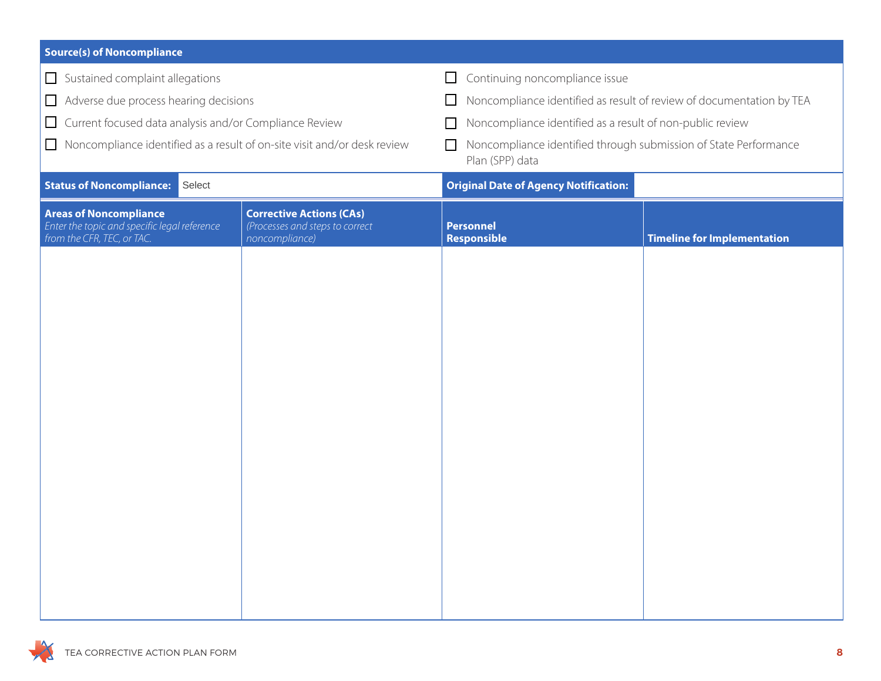**Source(s) of Noncompliance**

- ☐ Sustained complaint allegations
- ☐ Adverse due process hearing decisions
- ☐ Current focused data analysis and/or Compliance Review
- ☐ Noncompliance identified as a result of on-site visit and/or desk review
- ☐ Continuing noncompliance issue
- ☐ Noncompliance identified as result of review of documentation by TEA
- ☐ Noncompliance identified as a result of non-public review
- ☐ Noncompliance identified through submission of State Performance Plan (SPP) data

| **Status of Noncompliance:** | Select | **Original Date of Agency Notification:** | |
|---|---|---|---|

| **Areas of Noncompliance** *Enter the topic and specific legal reference from the CFR, TEC, or TAC.* | **Corrective Actions (CAs)** *(Processes and steps to correct noncompliance)* | **Personnel Responsible** | **Timeline for Implementation** |
|---|---|---|---|
| | | | |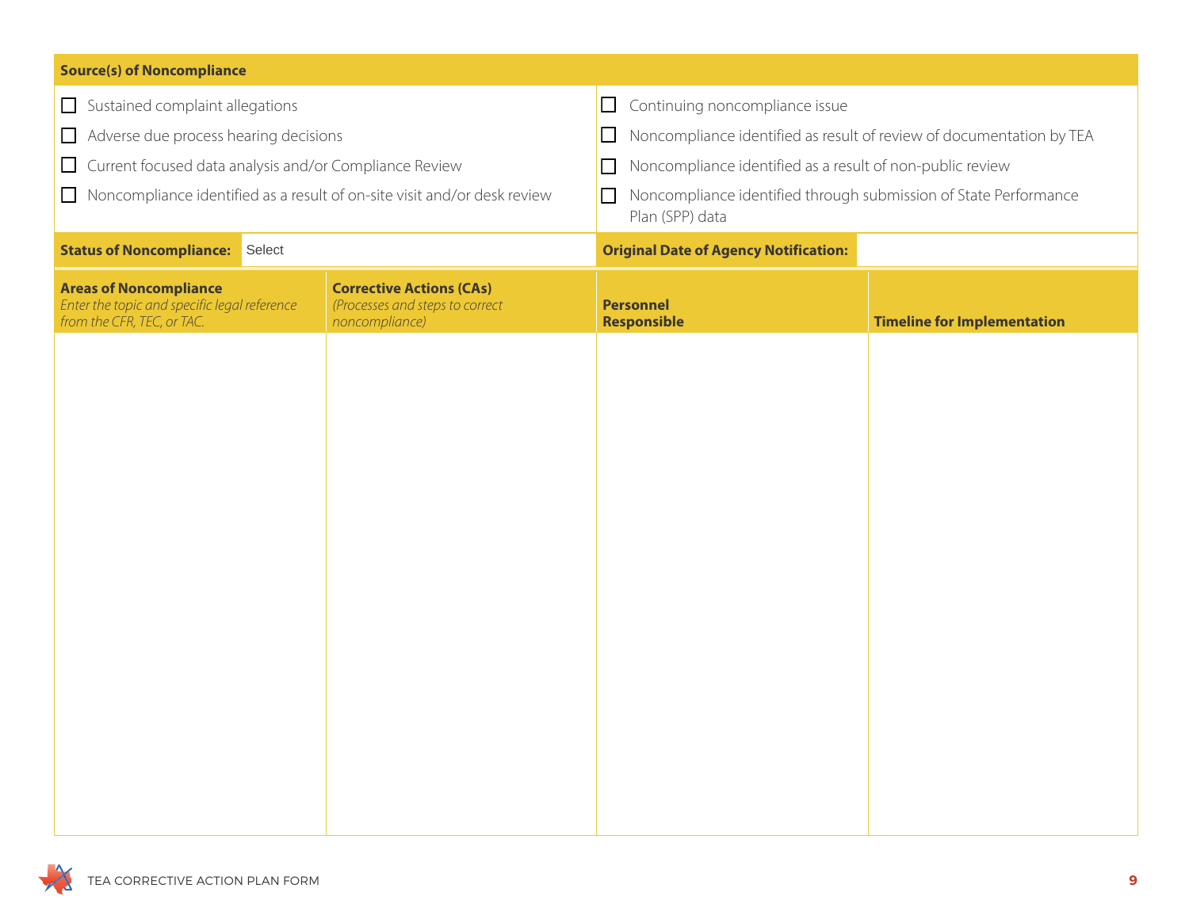**Source(s) of Noncompliance**

- ☐ Sustained complaint allegations
- ☐ Adverse due process hearing decisions
- ☐ Current focused data analysis and/or Compliance Review
- ☐ Noncompliance identified as a result of on-site visit and/or desk review
- ☐ Continuing noncompliance issue
- ☐ Noncompliance identified as result of review of documentation by TEA
- ☐ Noncompliance identified as a result of non-public review
- ☐ Noncompliance identified through submission of State Performance Plan (SPP) data

| **Status of Noncompliance:** | Select | **Original Date of Agency Notification:** | |
|---|---|---|---|

| **Areas of Noncompliance** *Enter the topic and specific legal reference from the CFR, TEC, or TAC.* | **Corrective Actions (CAs)** *(Processes and steps to correct noncompliance)* | **Personnel Responsible** | **Timeline for Implementation** |
|---|---|---|---|
| | | | |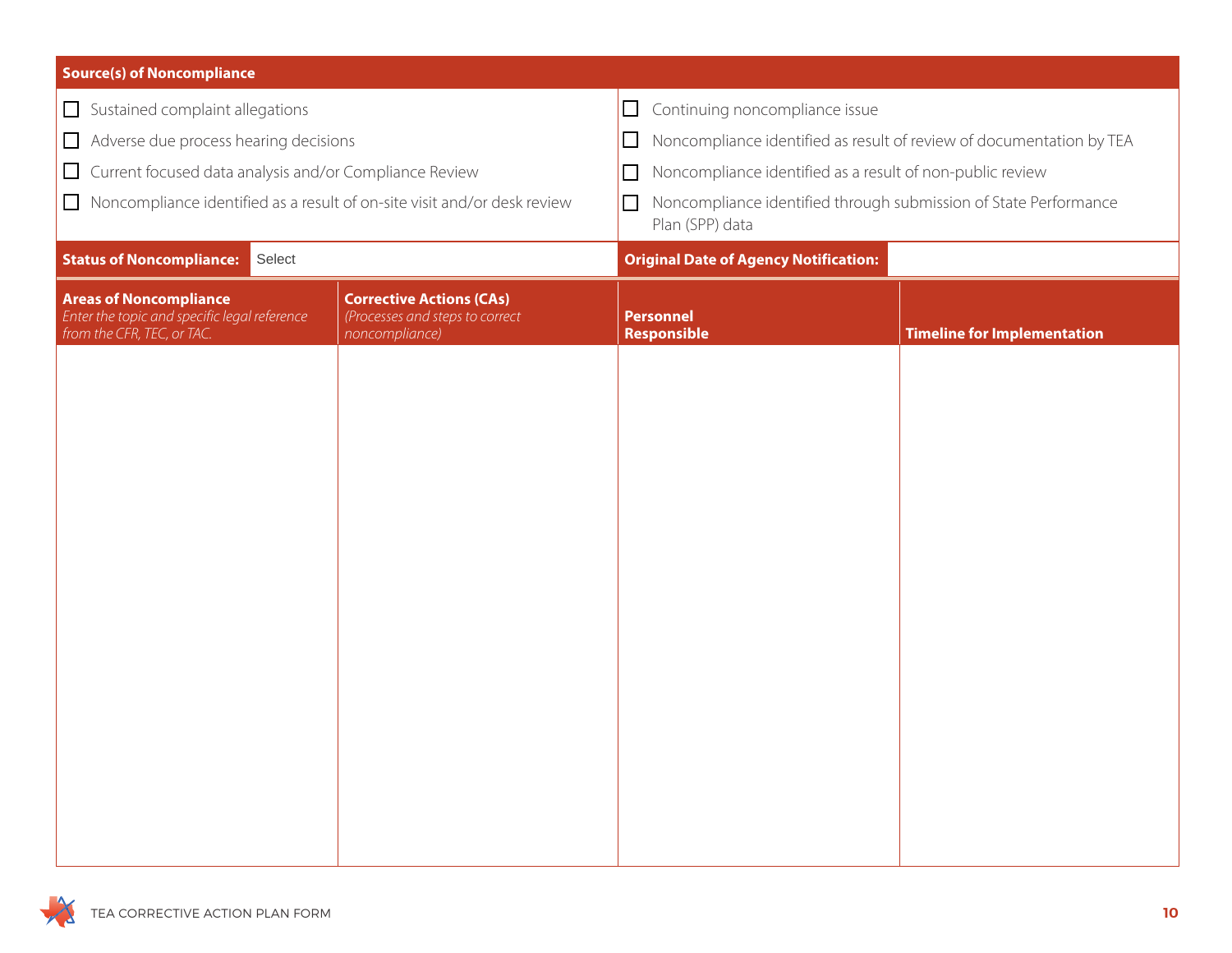## Source(s) of Noncompliance

- ☐ Sustained complaint allegations
- ☐ Adverse due process hearing decisions
- ☐ Current focused data analysis and/or Compliance Review
- ☐ Noncompliance identified as a result of on-site visit and/or desk review
- ☐ Continuing noncompliance issue
- ☐ Noncompliance identified as result of review of documentation by TEA
- ☐ Noncompliance identified as a result of non-public review
- ☐ Noncompliance identified through submission of State Performance Plan (SPP) data

**Status of Noncompliance:** Select

**Original Date of Agency Notification:**

| **Areas of Noncompliance** *Enter the topic and specific legal reference from the CFR, TEC, or TAC.* | **Corrective Actions (CAs)** *(Processes and steps to correct noncompliance)* | **Personnel Responsible** | **Timeline for Implementation** |
|---|---|---|---|
| | | | |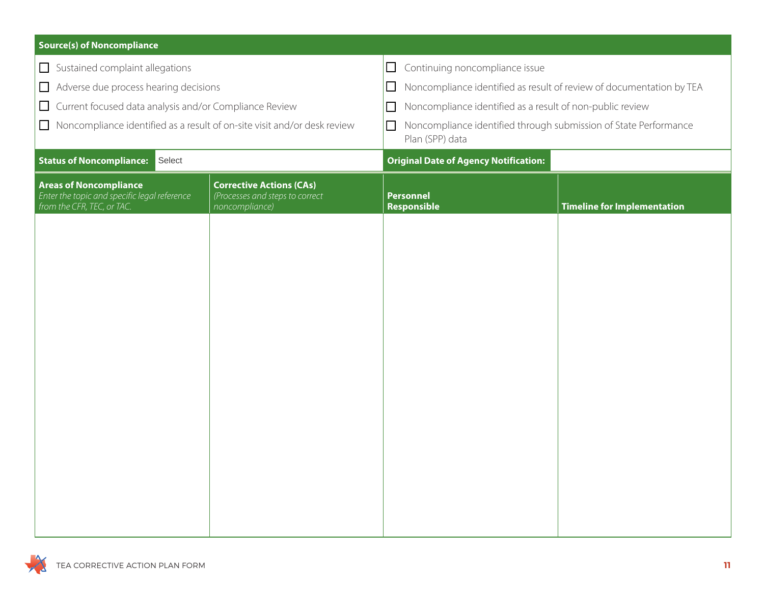## Source(s) of Noncompliance

- ☐ Sustained complaint allegations
- ☐ Adverse due process hearing decisions
- ☐ Current focused data analysis and/or Compliance Review
- ☐ Noncompliance identified as a result of on-site visit and/or desk review
- ☐ Continuing noncompliance issue
- ☐ Noncompliance identified as result of review of documentation by TEA
- ☐ Noncompliance identified as a result of non-public review
- ☐ Noncompliance identified through submission of State Performance Plan (SPP) data

**Status of Noncompliance:** Select

**Original Date of Agency Notification:**

| **Areas of Noncompliance** *Enter the topic and specific legal reference from the CFR, TEC, or TAC.* | **Corrective Actions (CAs)** *(Processes and steps to correct noncompliance)* | **Personnel Responsible** | **Timeline for Implementation** |
|---|---|---|---|
| | | | |